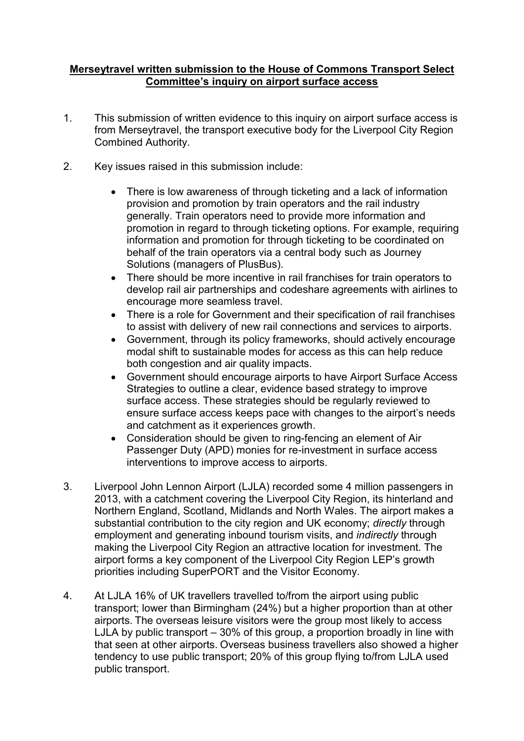**Merseytravel written submission to the House of Commons Transport Select Committee's inquiry on airport surface access**

1. This submission of written evidence to this inquiry on airport surface access is from Merseytravel, the transport executive body for the Liverpool City Region Combined Authority.

2. Key issues raised in this submission include:

   - There is low awareness of through ticketing and a lack of information provision and promotion by train operators and the rail industry generally. Train operators need to provide more information and promotion in regard to through ticketing options. For example, requiring information and promotion for through ticketing to be coordinated on behalf of the train operators via a central body such as Journey Solutions (managers of PlusBus).
   - There should be more incentive in rail franchises for train operators to develop rail air partnerships and codeshare agreements with airlines to encourage more seamless travel.
   - There is a role for Government and their specification of rail franchises to assist with delivery of new rail connections and services to airports.
   - Government, through its policy frameworks, should actively encourage modal shift to sustainable modes for access as this can help reduce both congestion and air quality impacts.
   - Government should encourage airports to have Airport Surface Access Strategies to outline a clear, evidence based strategy to improve surface access. These strategies should be regularly reviewed to ensure surface access keeps pace with changes to the airport's needs and catchment as it experiences growth.
   - Consideration should be given to ring-fencing an element of Air Passenger Duty (APD) monies for re-investment in surface access interventions to improve access to airports.

3. Liverpool John Lennon Airport (LJLA) recorded some 4 million passengers in 2013, with a catchment covering the Liverpool City Region, its hinterland and Northern England, Scotland, Midlands and North Wales. The airport makes a substantial contribution to the city region and UK economy; *directly* through employment and generating inbound tourism visits, and *indirectly* through making the Liverpool City Region an attractive location for investment. The airport forms a key component of the Liverpool City Region LEP's growth priorities including SuperPORT and the Visitor Economy.

4. At LJLA 16% of UK travellers travelled to/from the airport using public transport; lower than Birmingham (24%) but a higher proportion than at other airports. The overseas leisure visitors were the group most likely to access LJLA by public transport – 30% of this group, a proportion broadly in line with that seen at other airports. Overseas business travellers also showed a higher tendency to use public transport; 20% of this group flying to/from LJLA used public transport.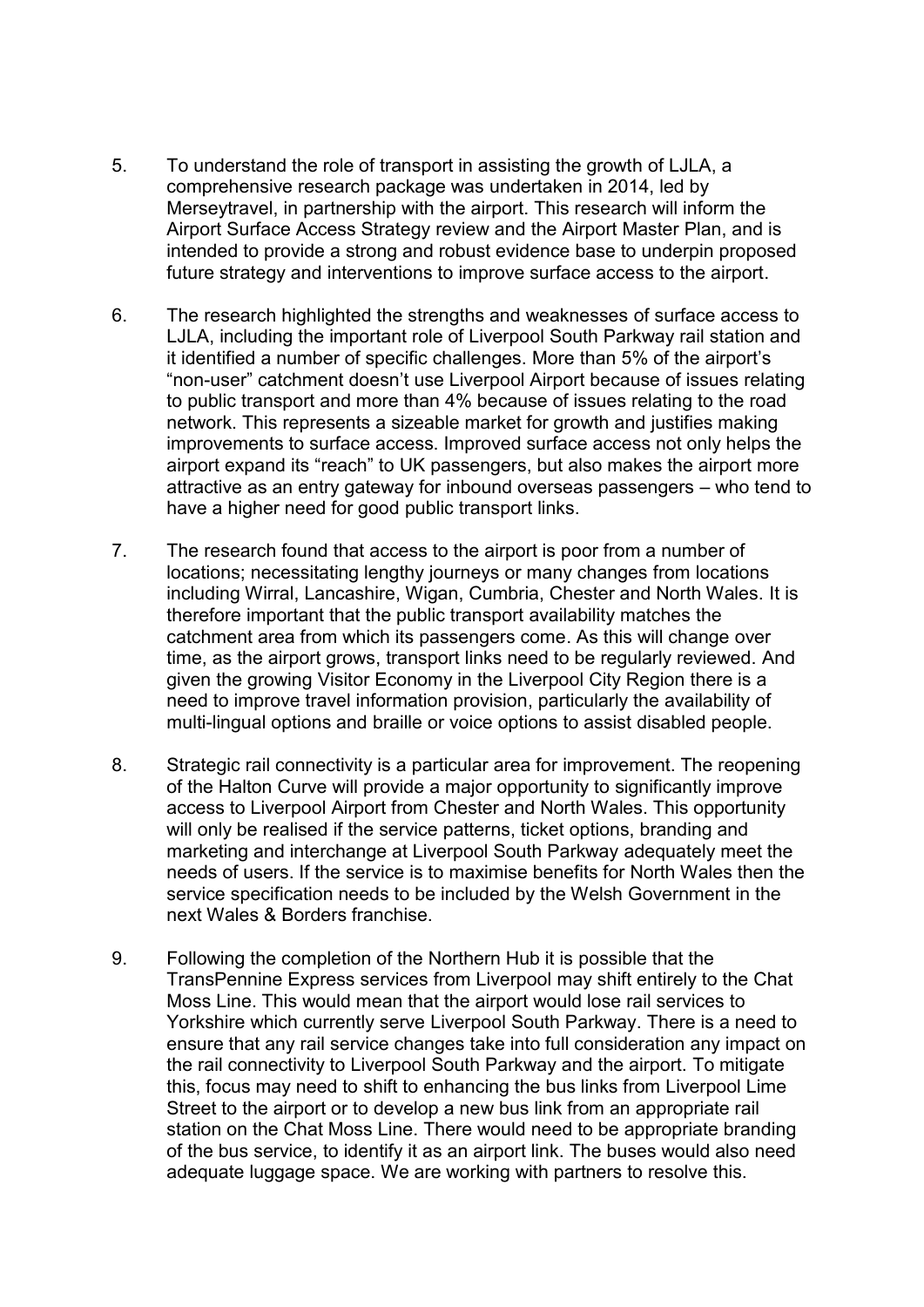5. To understand the role of transport in assisting the growth of LJLA, a comprehensive research package was undertaken in 2014, led by Merseytravel, in partnership with the airport. This research will inform the Airport Surface Access Strategy review and the Airport Master Plan, and is intended to provide a strong and robust evidence base to underpin proposed future strategy and interventions to improve surface access to the airport.

6. The research highlighted the strengths and weaknesses of surface access to LJLA, including the important role of Liverpool South Parkway rail station and it identified a number of specific challenges. More than 5% of the airport's "non-user" catchment doesn't use Liverpool Airport because of issues relating to public transport and more than 4% because of issues relating to the road network. This represents a sizeable market for growth and justifies making improvements to surface access. Improved surface access not only helps the airport expand its "reach" to UK passengers, but also makes the airport more attractive as an entry gateway for inbound overseas passengers – who tend to have a higher need for good public transport links.

7. The research found that access to the airport is poor from a number of locations; necessitating lengthy journeys or many changes from locations including Wirral, Lancashire, Wigan, Cumbria, Chester and North Wales. It is therefore important that the public transport availability matches the catchment area from which its passengers come. As this will change over time, as the airport grows, transport links need to be regularly reviewed. And given the growing Visitor Economy in the Liverpool City Region there is a need to improve travel information provision, particularly the availability of multi-lingual options and braille or voice options to assist disabled people.

8. Strategic rail connectivity is a particular area for improvement. The reopening of the Halton Curve will provide a major opportunity to significantly improve access to Liverpool Airport from Chester and North Wales. This opportunity will only be realised if the service patterns, ticket options, branding and marketing and interchange at Liverpool South Parkway adequately meet the needs of users. If the service is to maximise benefits for North Wales then the service specification needs to be included by the Welsh Government in the next Wales & Borders franchise.

9. Following the completion of the Northern Hub it is possible that the TransPennine Express services from Liverpool may shift entirely to the Chat Moss Line. This would mean that the airport would lose rail services to Yorkshire which currently serve Liverpool South Parkway. There is a need to ensure that any rail service changes take into full consideration any impact on the rail connectivity to Liverpool South Parkway and the airport. To mitigate this, focus may need to shift to enhancing the bus links from Liverpool Lime Street to the airport or to develop a new bus link from an appropriate rail station on the Chat Moss Line. There would need to be appropriate branding of the bus service, to identify it as an airport link. The buses would also need adequate luggage space. We are working with partners to resolve this.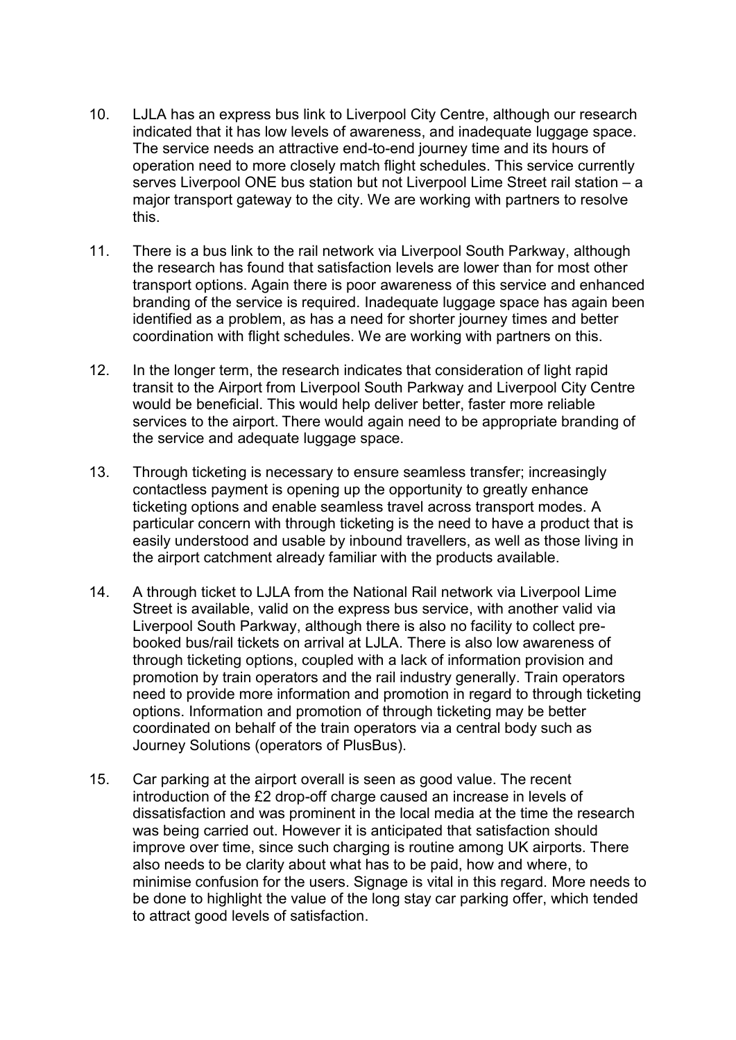10. LJLA has an express bus link to Liverpool City Centre, although our research indicated that it has low levels of awareness, and inadequate luggage space. The service needs an attractive end-to-end journey time and its hours of operation need to more closely match flight schedules. This service currently serves Liverpool ONE bus station but not Liverpool Lime Street rail station – a major transport gateway to the city. We are working with partners to resolve this.

11. There is a bus link to the rail network via Liverpool South Parkway, although the research has found that satisfaction levels are lower than for most other transport options. Again there is poor awareness of this service and enhanced branding of the service is required. Inadequate luggage space has again been identified as a problem, as has a need for shorter journey times and better coordination with flight schedules. We are working with partners on this.

12. In the longer term, the research indicates that consideration of light rapid transit to the Airport from Liverpool South Parkway and Liverpool City Centre would be beneficial. This would help deliver better, faster more reliable services to the airport. There would again need to be appropriate branding of the service and adequate luggage space.

13. Through ticketing is necessary to ensure seamless transfer; increasingly contactless payment is opening up the opportunity to greatly enhance ticketing options and enable seamless travel across transport modes. A particular concern with through ticketing is the need to have a product that is easily understood and usable by inbound travellers, as well as those living in the airport catchment already familiar with the products available.

14. A through ticket to LJLA from the National Rail network via Liverpool Lime Street is available, valid on the express bus service, with another valid via Liverpool South Parkway, although there is also no facility to collect pre-booked bus/rail tickets on arrival at LJLA. There is also low awareness of through ticketing options, coupled with a lack of information provision and promotion by train operators and the rail industry generally. Train operators need to provide more information and promotion in regard to through ticketing options. Information and promotion of through ticketing may be better coordinated on behalf of the train operators via a central body such as Journey Solutions (operators of PlusBus).

15. Car parking at the airport overall is seen as good value. The recent introduction of the £2 drop-off charge caused an increase in levels of dissatisfaction and was prominent in the local media at the time the research was being carried out. However it is anticipated that satisfaction should improve over time, since such charging is routine among UK airports. There also needs to be clarity about what has to be paid, how and where, to minimise confusion for the users. Signage is vital in this regard. More needs to be done to highlight the value of the long stay car parking offer, which tended to attract good levels of satisfaction.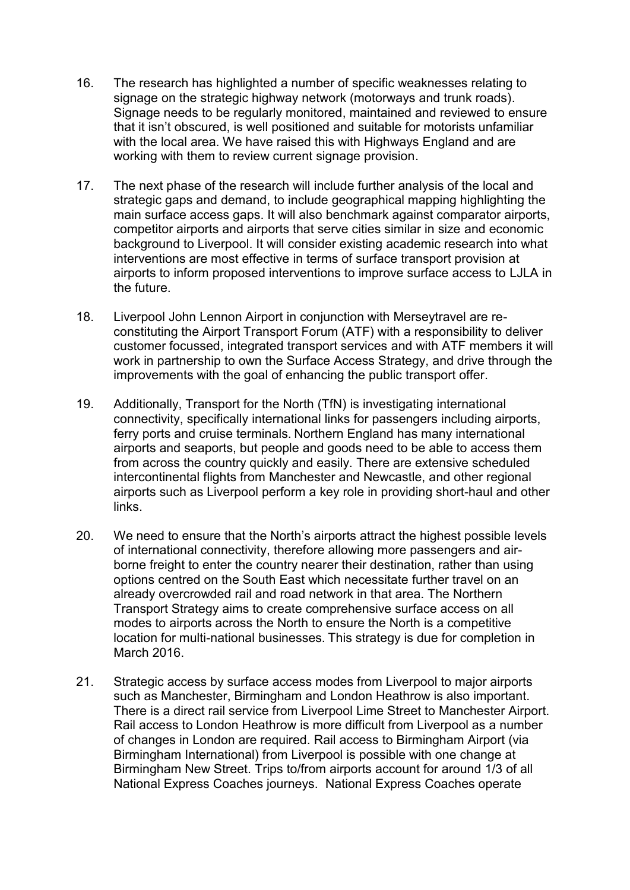16. The research has highlighted a number of specific weaknesses relating to signage on the strategic highway network (motorways and trunk roads). Signage needs to be regularly monitored, maintained and reviewed to ensure that it isn't obscured, is well positioned and suitable for motorists unfamiliar with the local area. We have raised this with Highways England and are working with them to review current signage provision.

17. The next phase of the research will include further analysis of the local and strategic gaps and demand, to include geographical mapping highlighting the main surface access gaps. It will also benchmark against comparator airports, competitor airports and airports that serve cities similar in size and economic background to Liverpool. It will consider existing academic research into what interventions are most effective in terms of surface transport provision at airports to inform proposed interventions to improve surface access to LJLA in the future.

18. Liverpool John Lennon Airport in conjunction with Merseytravel are re-constituting the Airport Transport Forum (ATF) with a responsibility to deliver customer focussed, integrated transport services and with ATF members it will work in partnership to own the Surface Access Strategy, and drive through the improvements with the goal of enhancing the public transport offer.

19. Additionally, Transport for the North (TfN) is investigating international connectivity, specifically international links for passengers including airports, ferry ports and cruise terminals. Northern England has many international airports and seaports, but people and goods need to be able to access them from across the country quickly and easily. There are extensive scheduled intercontinental flights from Manchester and Newcastle, and other regional airports such as Liverpool perform a key role in providing short-haul and other links.

20. We need to ensure that the North's airports attract the highest possible levels of international connectivity, therefore allowing more passengers and air-borne freight to enter the country nearer their destination, rather than using options centred on the South East which necessitate further travel on an already overcrowded rail and road network in that area. The Northern Transport Strategy aims to create comprehensive surface access on all modes to airports across the North to ensure the North is a competitive location for multi-national businesses. This strategy is due for completion in March 2016.

21. Strategic access by surface access modes from Liverpool to major airports such as Manchester, Birmingham and London Heathrow is also important. There is a direct rail service from Liverpool Lime Street to Manchester Airport. Rail access to London Heathrow is more difficult from Liverpool as a number of changes in London are required. Rail access to Birmingham Airport (via Birmingham International) from Liverpool is possible with one change at Birmingham New Street. Trips to/from airports account for around 1/3 of all National Express Coaches journeys. National Express Coaches operate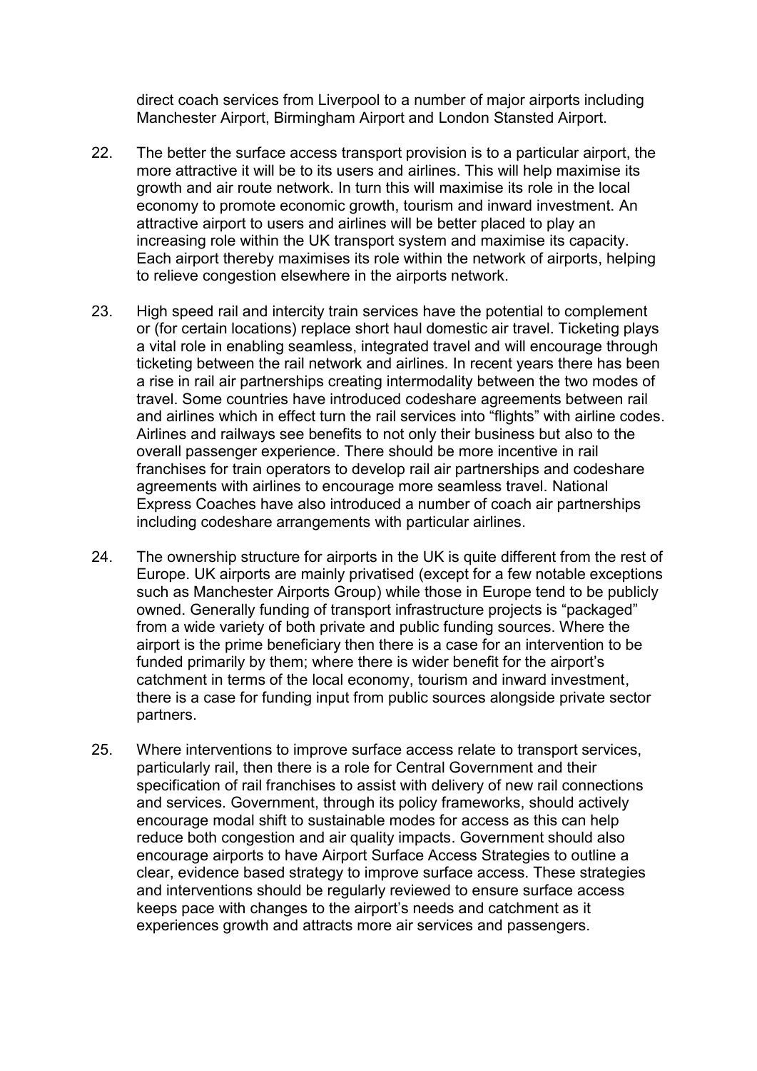direct coach services from Liverpool to a number of major airports including Manchester Airport, Birmingham Airport and London Stansted Airport.

22. The better the surface access transport provision is to a particular airport, the more attractive it will be to its users and airlines. This will help maximise its growth and air route network. In turn this will maximise its role in the local economy to promote economic growth, tourism and inward investment. An attractive airport to users and airlines will be better placed to play an increasing role within the UK transport system and maximise its capacity. Each airport thereby maximises its role within the network of airports, helping to relieve congestion elsewhere in the airports network.

23. High speed rail and intercity train services have the potential to complement or (for certain locations) replace short haul domestic air travel. Ticketing plays a vital role in enabling seamless, integrated travel and will encourage through ticketing between the rail network and airlines. In recent years there has been a rise in rail air partnerships creating intermodality between the two modes of travel. Some countries have introduced codeshare agreements between rail and airlines which in effect turn the rail services into "flights" with airline codes. Airlines and railways see benefits to not only their business but also to the overall passenger experience. There should be more incentive in rail franchises for train operators to develop rail air partnerships and codeshare agreements with airlines to encourage more seamless travel. National Express Coaches have also introduced a number of coach air partnerships including codeshare arrangements with particular airlines.

24. The ownership structure for airports in the UK is quite different from the rest of Europe. UK airports are mainly privatised (except for a few notable exceptions such as Manchester Airports Group) while those in Europe tend to be publicly owned. Generally funding of transport infrastructure projects is "packaged" from a wide variety of both private and public funding sources. Where the airport is the prime beneficiary then there is a case for an intervention to be funded primarily by them; where there is wider benefit for the airport's catchment in terms of the local economy, tourism and inward investment, there is a case for funding input from public sources alongside private sector partners.

25. Where interventions to improve surface access relate to transport services, particularly rail, then there is a role for Central Government and their specification of rail franchises to assist with delivery of new rail connections and services. Government, through its policy frameworks, should actively encourage modal shift to sustainable modes for access as this can help reduce both congestion and air quality impacts. Government should also encourage airports to have Airport Surface Access Strategies to outline a clear, evidence based strategy to improve surface access. These strategies and interventions should be regularly reviewed to ensure surface access keeps pace with changes to the airport's needs and catchment as it experiences growth and attracts more air services and passengers.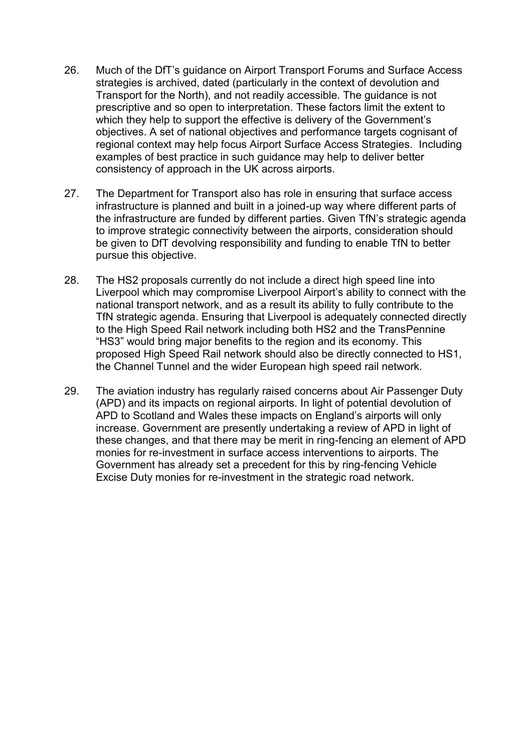26. Much of the DfT's guidance on Airport Transport Forums and Surface Access strategies is archived, dated (particularly in the context of devolution and Transport for the North), and not readily accessible. The guidance is not prescriptive and so open to interpretation. These factors limit the extent to which they help to support the effective is delivery of the Government's objectives. A set of national objectives and performance targets cognisant of regional context may help focus Airport Surface Access Strategies. Including examples of best practice in such guidance may help to deliver better consistency of approach in the UK across airports.

27. The Department for Transport also has role in ensuring that surface access infrastructure is planned and built in a joined-up way where different parts of the infrastructure are funded by different parties. Given TfN's strategic agenda to improve strategic connectivity between the airports, consideration should be given to DfT devolving responsibility and funding to enable TfN to better pursue this objective.

28. The HS2 proposals currently do not include a direct high speed line into Liverpool which may compromise Liverpool Airport's ability to connect with the national transport network, and as a result its ability to fully contribute to the TfN strategic agenda. Ensuring that Liverpool is adequately connected directly to the High Speed Rail network including both HS2 and the TransPennine "HS3" would bring major benefits to the region and its economy. This proposed High Speed Rail network should also be directly connected to HS1, the Channel Tunnel and the wider European high speed rail network.

29. The aviation industry has regularly raised concerns about Air Passenger Duty (APD) and its impacts on regional airports. In light of potential devolution of APD to Scotland and Wales these impacts on England's airports will only increase. Government are presently undertaking a review of APD in light of these changes, and that there may be merit in ring-fencing an element of APD monies for re-investment in surface access interventions to airports. The Government has already set a precedent for this by ring-fencing Vehicle Excise Duty monies for re-investment in the strategic road network.